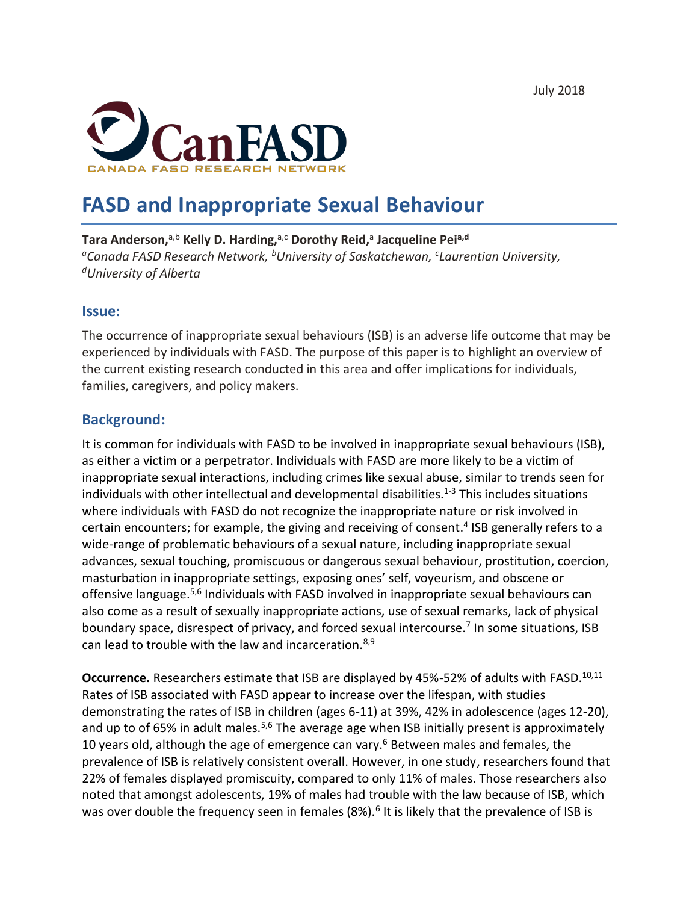July 2018

CanFASD
CANADA FASD RESEARCH NETWORK

# FASD and Inappropriate Sexual Behaviour

**Tara Anderson,**[a,b] **Kelly D. Harding,**[a,c] **Dorothy Reid,**[a] **Jacqueline Pei**[a,d]
*[a]Canada FASD Research Network, [b]University of Saskatchewan, [c]Laurentian University, [d]University of Alberta*

## Issue:

The occurrence of inappropriate sexual behaviours (ISB) is an adverse life outcome that may be experienced by individuals with FASD. The purpose of this paper is to highlight an overview of the current existing research conducted in this area and offer implications for individuals, families, caregivers, and policy makers.

## Background:

It is common for individuals with FASD to be involved in inappropriate sexual behaviours (ISB), as either a victim or a perpetrator. Individuals with FASD are more likely to be a victim of inappropriate sexual interactions, including crimes like sexual abuse, similar to trends seen for individuals with other intellectual and developmental disabilities.[1-3] This includes situations where individuals with FASD do not recognize the inappropriate nature or risk involved in certain encounters; for example, the giving and receiving of consent.[4] ISB generally refers to a wide-range of problematic behaviours of a sexual nature, including inappropriate sexual advances, sexual touching, promiscuous or dangerous sexual behaviour, prostitution, coercion, masturbation in inappropriate settings, exposing ones' self, voyeurism, and obscene or offensive language.[5,6] Individuals with FASD involved in inappropriate sexual behaviours can also come as a result of sexually inappropriate actions, use of sexual remarks, lack of physical boundary space, disrespect of privacy, and forced sexual intercourse.[7] In some situations, ISB can lead to trouble with the law and incarceration.[8,9]

**Occurrence.** Researchers estimate that ISB are displayed by 45%-52% of adults with FASD.[10,11] Rates of ISB associated with FASD appear to increase over the lifespan, with studies demonstrating the rates of ISB in children (ages 6-11) at 39%, 42% in adolescence (ages 12-20), and up to of 65% in adult males.[5,6] The average age when ISB initially present is approximately 10 years old, although the age of emergence can vary.[6] Between males and females, the prevalence of ISB is relatively consistent overall. However, in one study, researchers found that 22% of females displayed promiscuity, compared to only 11% of males. Those researchers also noted that amongst adolescents, 19% of males had trouble with the law because of ISB, which was over double the frequency seen in females (8%).[6] It is likely that the prevalence of ISB is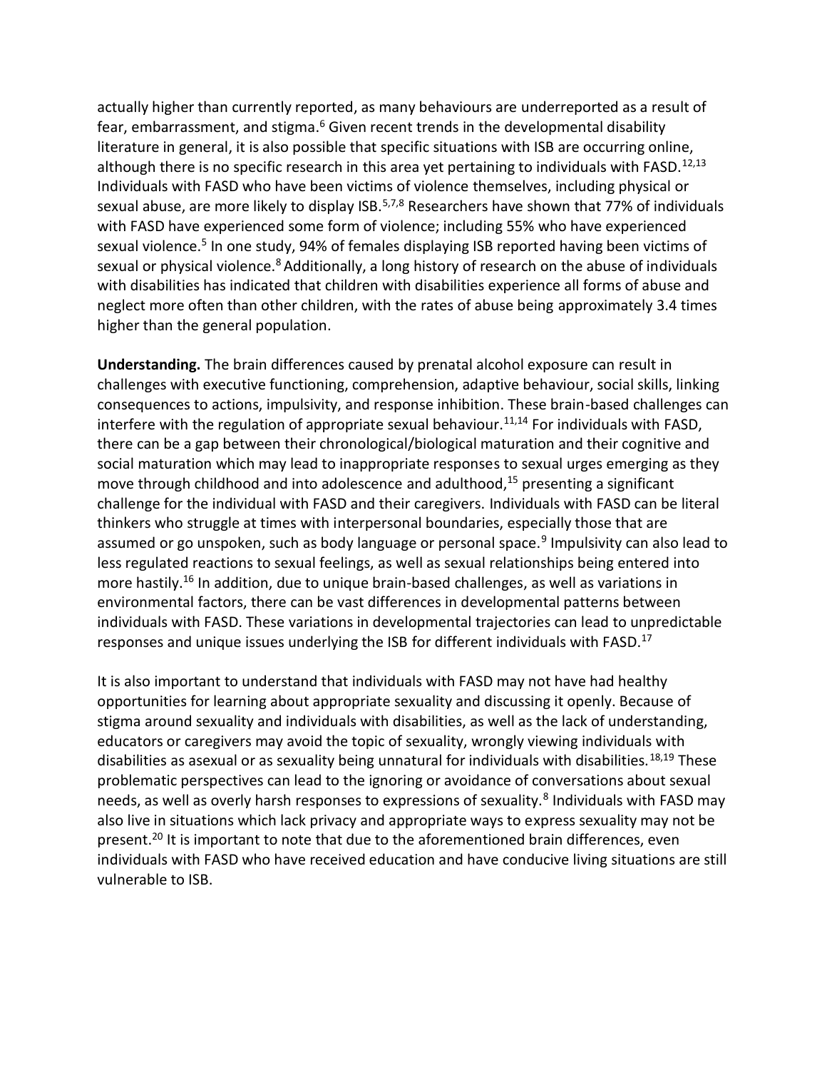actually higher than currently reported, as many behaviours are underreported as a result of fear, embarrassment, and stigma.[6] Given recent trends in the developmental disability literature in general, it is also possible that specific situations with ISB are occurring online, although there is no specific research in this area yet pertaining to individuals with FASD.[12,13] Individuals with FASD who have been victims of violence themselves, including physical or sexual abuse, are more likely to display ISB.[5,7,8] Researchers have shown that 77% of individuals with FASD have experienced some form of violence; including 55% who have experienced sexual violence.[5] In one study, 94% of females displaying ISB reported having been victims of sexual or physical violence.[8] Additionally, a long history of research on the abuse of individuals with disabilities has indicated that children with disabilities experience all forms of abuse and neglect more often than other children, with the rates of abuse being approximately 3.4 times higher than the general population.

**Understanding.** The brain differences caused by prenatal alcohol exposure can result in challenges with executive functioning, comprehension, adaptive behaviour, social skills, linking consequences to actions, impulsivity, and response inhibition. These brain-based challenges can interfere with the regulation of appropriate sexual behaviour.[11,14] For individuals with FASD, there can be a gap between their chronological/biological maturation and their cognitive and social maturation which may lead to inappropriate responses to sexual urges emerging as they move through childhood and into adolescence and adulthood,[15] presenting a significant challenge for the individual with FASD and their caregivers. Individuals with FASD can be literal thinkers who struggle at times with interpersonal boundaries, especially those that are assumed or go unspoken, such as body language or personal space.[9] Impulsivity can also lead to less regulated reactions to sexual feelings, as well as sexual relationships being entered into more hastily.[16] In addition, due to unique brain-based challenges, as well as variations in environmental factors, there can be vast differences in developmental patterns between individuals with FASD. These variations in developmental trajectories can lead to unpredictable responses and unique issues underlying the ISB for different individuals with FASD.[17]

It is also important to understand that individuals with FASD may not have had healthy opportunities for learning about appropriate sexuality and discussing it openly. Because of stigma around sexuality and individuals with disabilities, as well as the lack of understanding, educators or caregivers may avoid the topic of sexuality, wrongly viewing individuals with disabilities as asexual or as sexuality being unnatural for individuals with disabilities.[18,19] These problematic perspectives can lead to the ignoring or avoidance of conversations about sexual needs, as well as overly harsh responses to expressions of sexuality.[8] Individuals with FASD may also live in situations which lack privacy and appropriate ways to express sexuality may not be present.[20] It is important to note that due to the aforementioned brain differences, even individuals with FASD who have received education and have conducive living situations are still vulnerable to ISB.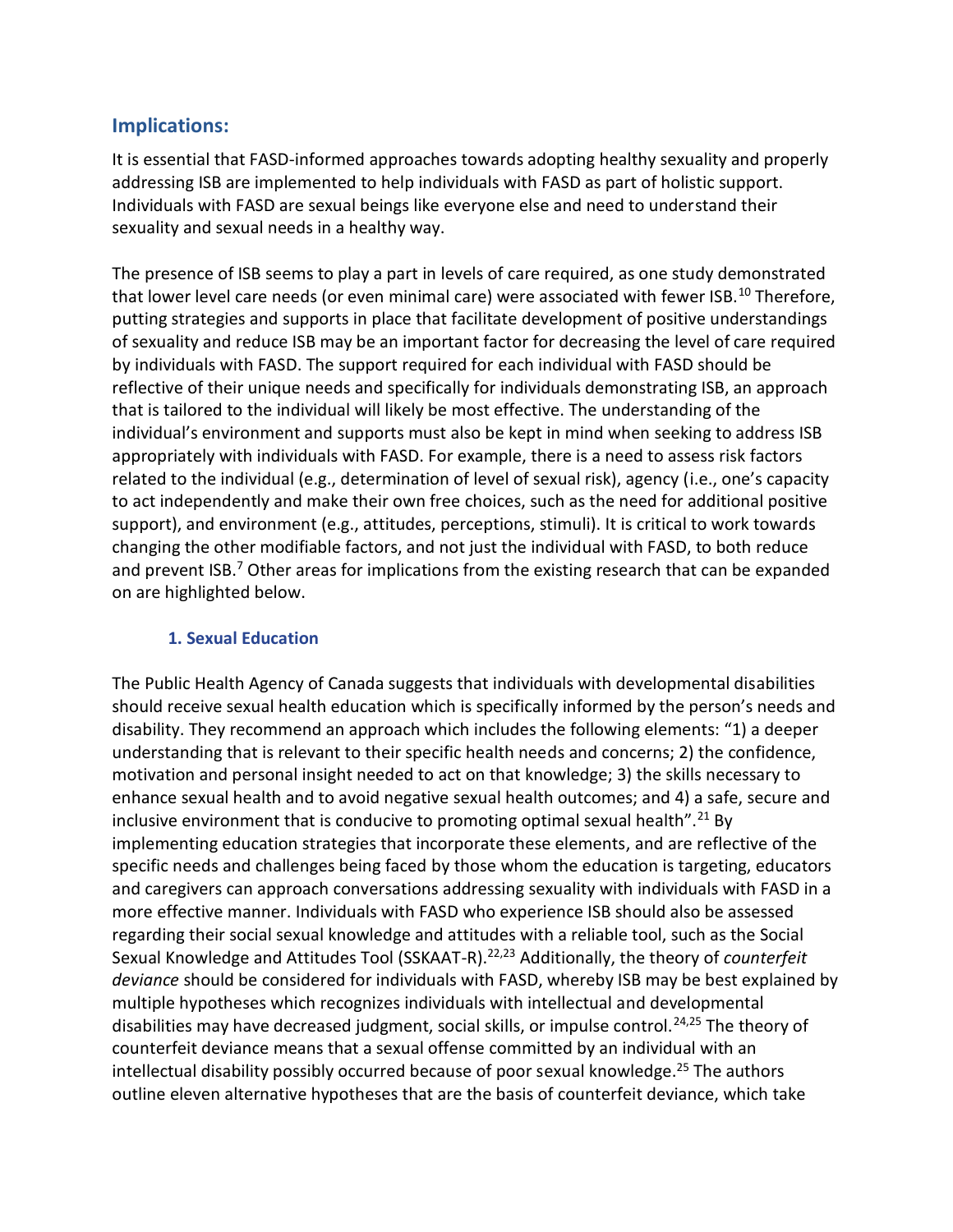## Implications:

It is essential that FASD-informed approaches towards adopting healthy sexuality and properly addressing ISB are implemented to help individuals with FASD as part of holistic support. Individuals with FASD are sexual beings like everyone else and need to understand their sexuality and sexual needs in a healthy way.

The presence of ISB seems to play a part in levels of care required, as one study demonstrated that lower level care needs (or even minimal care) were associated with fewer ISB.[10] Therefore, putting strategies and supports in place that facilitate development of positive understandings of sexuality and reduce ISB may be an important factor for decreasing the level of care required by individuals with FASD. The support required for each individual with FASD should be reflective of their unique needs and specifically for individuals demonstrating ISB, an approach that is tailored to the individual will likely be most effective. The understanding of the individual's environment and supports must also be kept in mind when seeking to address ISB appropriately with individuals with FASD. For example, there is a need to assess risk factors related to the individual (e.g., determination of level of sexual risk), agency (i.e., one's capacity to act independently and make their own free choices, such as the need for additional positive support), and environment (e.g., attitudes, perceptions, stimuli). It is critical to work towards changing the other modifiable factors, and not just the individual with FASD, to both reduce and prevent ISB.[7] Other areas for implications from the existing research that can be expanded on are highlighted below.

### 1. Sexual Education

The Public Health Agency of Canada suggests that individuals with developmental disabilities should receive sexual health education which is specifically informed by the person's needs and disability. They recommend an approach which includes the following elements: "1) a deeper understanding that is relevant to their specific health needs and concerns; 2) the confidence, motivation and personal insight needed to act on that knowledge; 3) the skills necessary to enhance sexual health and to avoid negative sexual health outcomes; and 4) a safe, secure and inclusive environment that is conducive to promoting optimal sexual health".[21] By implementing education strategies that incorporate these elements, and are reflective of the specific needs and challenges being faced by those whom the education is targeting, educators and caregivers can approach conversations addressing sexuality with individuals with FASD in a more effective manner. Individuals with FASD who experience ISB should also be assessed regarding their social sexual knowledge and attitudes with a reliable tool, such as the Social Sexual Knowledge and Attitudes Tool (SSKAAT-R).[22,23] Additionally, the theory of *counterfeit deviance* should be considered for individuals with FASD, whereby ISB may be best explained by multiple hypotheses which recognizes individuals with intellectual and developmental disabilities may have decreased judgment, social skills, or impulse control.[24,25] The theory of counterfeit deviance means that a sexual offense committed by an individual with an intellectual disability possibly occurred because of poor sexual knowledge.[25] The authors outline eleven alternative hypotheses that are the basis of counterfeit deviance, which take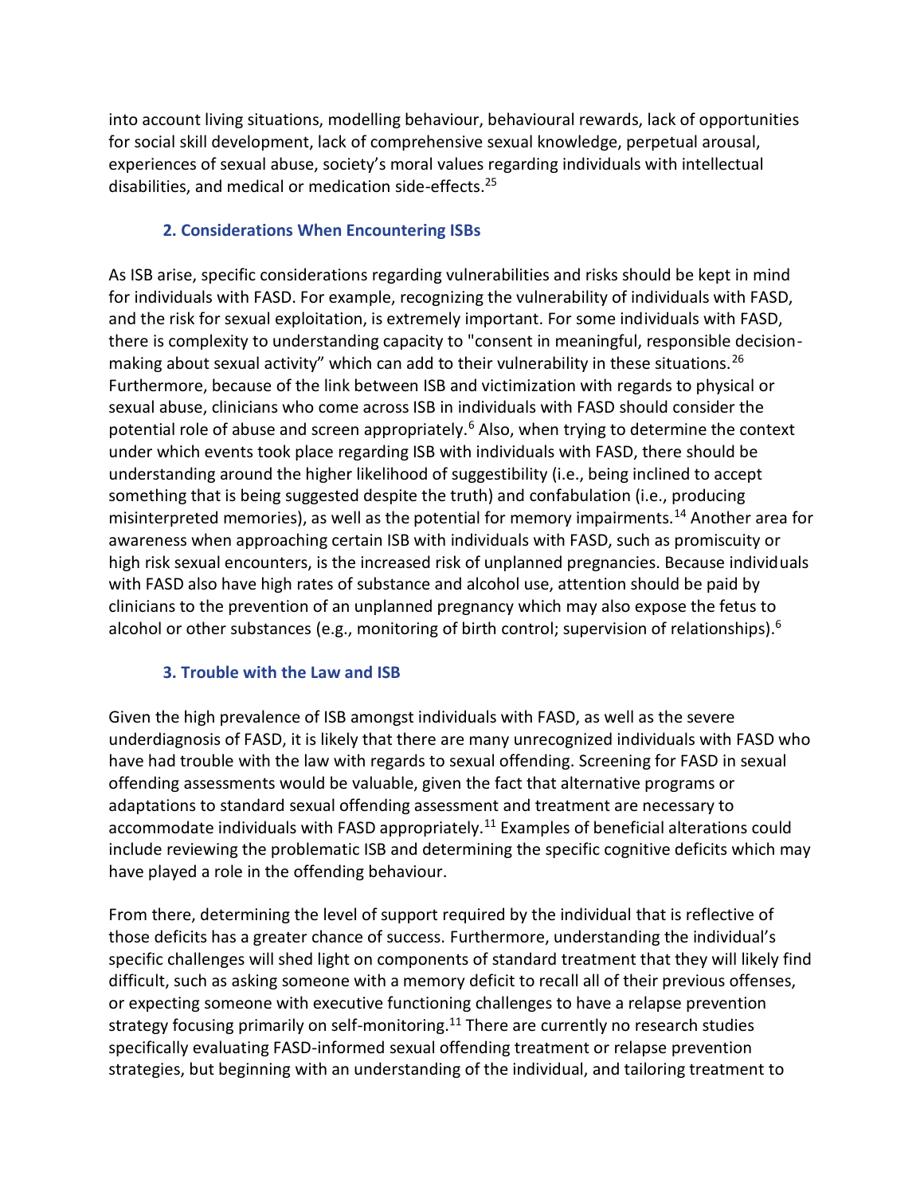into account living situations, modelling behaviour, behavioural rewards, lack of opportunities for social skill development, lack of comprehensive sexual knowledge, perpetual arousal, experiences of sexual abuse, society's moral values regarding individuals with intellectual disabilities, and medical or medication side-effects.[25]

### 2. Considerations When Encountering ISBs

As ISB arise, specific considerations regarding vulnerabilities and risks should be kept in mind for individuals with FASD. For example, recognizing the vulnerability of individuals with FASD, and the risk for sexual exploitation, is extremely important. For some individuals with FASD, there is complexity to understanding capacity to "consent in meaningful, responsible decision-making about sexual activity" which can add to their vulnerability in these situations.[26] Furthermore, because of the link between ISB and victimization with regards to physical or sexual abuse, clinicians who come across ISB in individuals with FASD should consider the potential role of abuse and screen appropriately.[6] Also, when trying to determine the context under which events took place regarding ISB with individuals with FASD, there should be understanding around the higher likelihood of suggestibility (i.e., being inclined to accept something that is being suggested despite the truth) and confabulation (i.e., producing misinterpreted memories), as well as the potential for memory impairments.[14] Another area for awareness when approaching certain ISB with individuals with FASD, such as promiscuity or high risk sexual encounters, is the increased risk of unplanned pregnancies. Because individuals with FASD also have high rates of substance and alcohol use, attention should be paid by clinicians to the prevention of an unplanned pregnancy which may also expose the fetus to alcohol or other substances (e.g., monitoring of birth control; supervision of relationships).[6]

### 3. Trouble with the Law and ISB

Given the high prevalence of ISB amongst individuals with FASD, as well as the severe underdiagnosis of FASD, it is likely that there are many unrecognized individuals with FASD who have had trouble with the law with regards to sexual offending. Screening for FASD in sexual offending assessments would be valuable, given the fact that alternative programs or adaptations to standard sexual offending assessment and treatment are necessary to accommodate individuals with FASD appropriately.[11] Examples of beneficial alterations could include reviewing the problematic ISB and determining the specific cognitive deficits which may have played a role in the offending behaviour.

From there, determining the level of support required by the individual that is reflective of those deficits has a greater chance of success. Furthermore, understanding the individual's specific challenges will shed light on components of standard treatment that they will likely find difficult, such as asking someone with a memory deficit to recall all of their previous offenses, or expecting someone with executive functioning challenges to have a relapse prevention strategy focusing primarily on self-monitoring.[11] There are currently no research studies specifically evaluating FASD-informed sexual offending treatment or relapse prevention strategies, but beginning with an understanding of the individual, and tailoring treatment to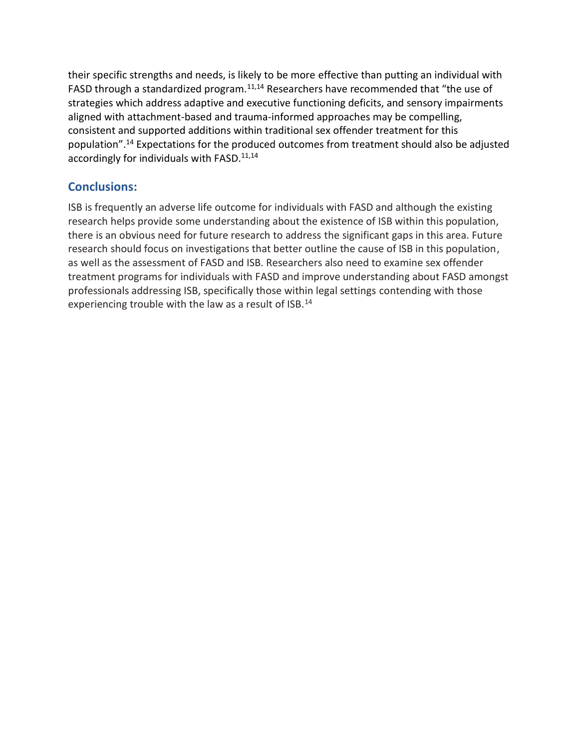their specific strengths and needs, is likely to be more effective than putting an individual with FASD through a standardized program.[11,14] Researchers have recommended that "the use of strategies which address adaptive and executive functioning deficits, and sensory impairments aligned with attachment-based and trauma-informed approaches may be compelling, consistent and supported additions within traditional sex offender treatment for this population".[14] Expectations for the produced outcomes from treatment should also be adjusted accordingly for individuals with FASD.[11,14]

## Conclusions:

ISB is frequently an adverse life outcome for individuals with FASD and although the existing research helps provide some understanding about the existence of ISB within this population, there is an obvious need for future research to address the significant gaps in this area. Future research should focus on investigations that better outline the cause of ISB in this population, as well as the assessment of FASD and ISB. Researchers also need to examine sex offender treatment programs for individuals with FASD and improve understanding about FASD amongst professionals addressing ISB, specifically those within legal settings contending with those experiencing trouble with the law as a result of ISB.[14]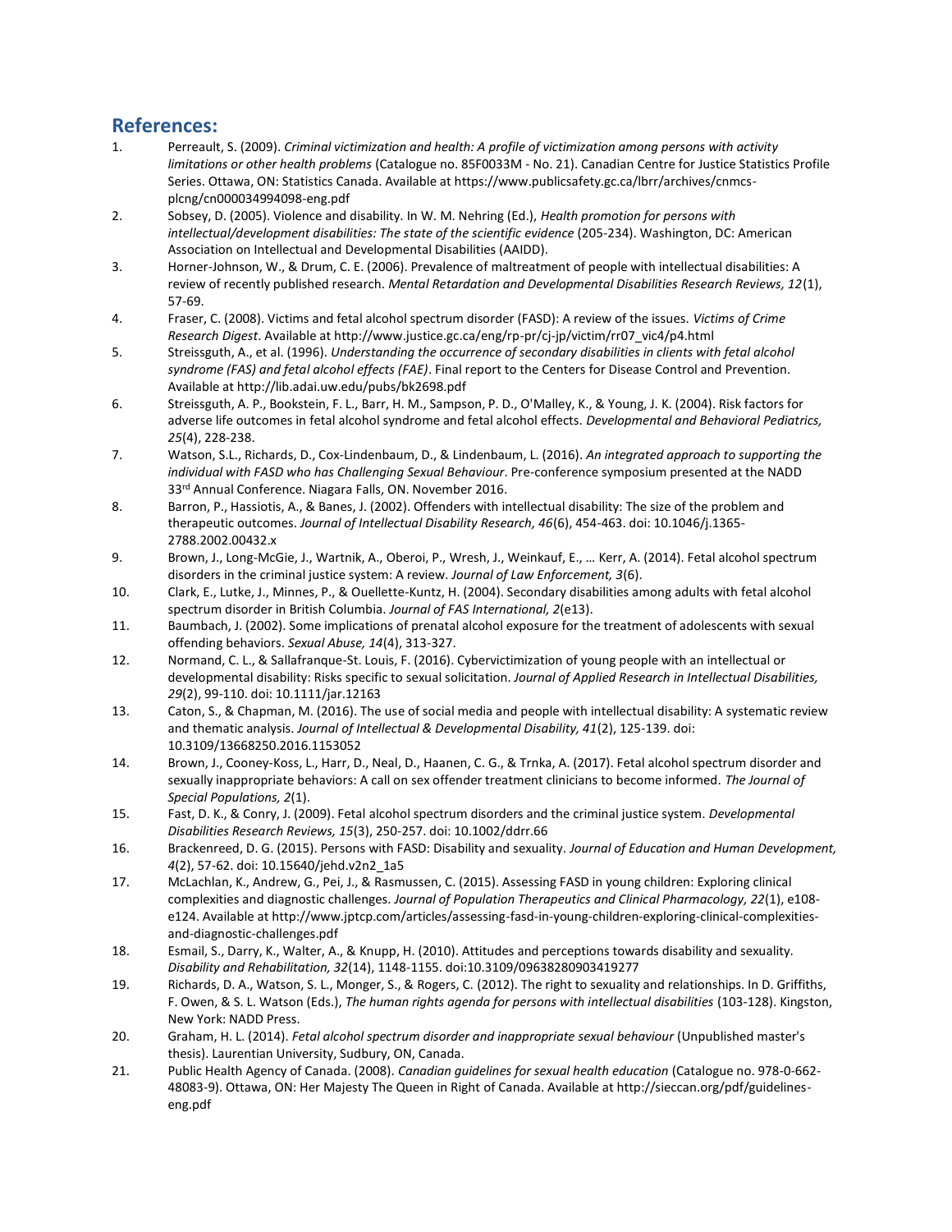## References:

1. Perreault, S. (2009). *Criminal victimization and health: A profile of victimization among persons with activity limitations or other health problems* (Catalogue no. 85F0033M - No. 21). Canadian Centre for Justice Statistics Profile Series. Ottawa, ON: Statistics Canada. Available at https://www.publicsafety.gc.ca/lbrr/archives/cnmcs-plcng/cn000034994098-eng.pdf
2. Sobsey, D. (2005). Violence and disability. In W. M. Nehring (Ed.), *Health promotion for persons with intellectual/development disabilities: The state of the scientific evidence* (205-234). Washington, DC: American Association on Intellectual and Developmental Disabilities (AAIDD).
3. Horner-Johnson, W., & Drum, C. E. (2006). Prevalence of maltreatment of people with intellectual disabilities: A review of recently published research. *Mental Retardation and Developmental Disabilities Research Reviews, 12*(1), 57-69.
4. Fraser, C. (2008). Victims and fetal alcohol spectrum disorder (FASD): A review of the issues. *Victims of Crime Research Digest*. Available at http://www.justice.gc.ca/eng/rp-pr/cj-jp/victim/rr07_vic4/p4.html
5. Streissguth, A., et al. (1996). *Understanding the occurrence of secondary disabilities in clients with fetal alcohol syndrome (FAS) and fetal alcohol effects (FAE)*. Final report to the Centers for Disease Control and Prevention. Available at http://lib.adai.uw.edu/pubs/bk2698.pdf
6. Streissguth, A. P., Bookstein, F. L., Barr, H. M., Sampson, P. D., O'Malley, K., & Young, J. K. (2004). Risk factors for adverse life outcomes in fetal alcohol syndrome and fetal alcohol effects. *Developmental and Behavioral Pediatrics, 25*(4), 228-238.
7. Watson, S.L., Richards, D., Cox-Lindenbaum, D., & Lindenbaum, L. (2016). *An integrated approach to supporting the individual with FASD who has Challenging Sexual Behaviour*. Pre-conference symposium presented at the NADD 33rd Annual Conference. Niagara Falls, ON. November 2016.
8. Barron, P., Hassiotis, A., & Banes, J. (2002). Offenders with intellectual disability: The size of the problem and therapeutic outcomes. *Journal of Intellectual Disability Research, 46*(6), 454-463. doi: 10.1046/j.1365-2788.2002.00432.x
9. Brown, J., Long-McGie, J., Wartnik, A., Oberoi, P., Wresh, J., Weinkauf, E., … Kerr, A. (2014). Fetal alcohol spectrum disorders in the criminal justice system: A review. *Journal of Law Enforcement, 3*(6).
10. Clark, E., Lutke, J., Minnes, P., & Ouellette-Kuntz, H. (2004). Secondary disabilities among adults with fetal alcohol spectrum disorder in British Columbia. *Journal of FAS International, 2*(e13).
11. Baumbach, J. (2002). Some implications of prenatal alcohol exposure for the treatment of adolescents with sexual offending behaviors. *Sexual Abuse, 14*(4), 313-327.
12. Normand, C. L., & Sallafranque-St. Louis, F. (2016). Cybervictimization of young people with an intellectual or developmental disability: Risks specific to sexual solicitation. *Journal of Applied Research in Intellectual Disabilities, 29*(2), 99-110. doi: 10.1111/jar.12163
13. Caton, S., & Chapman, M. (2016). The use of social media and people with intellectual disability: A systematic review and thematic analysis. *Journal of Intellectual & Developmental Disability, 41*(2), 125-139. doi: 10.3109/13668250.2016.1153052
14. Brown, J., Cooney-Koss, L., Harr, D., Neal, D., Haanen, C. G., & Trnka, A. (2017). Fetal alcohol spectrum disorder and sexually inappropriate behaviors: A call on sex offender treatment clinicians to become informed. *The Journal of Special Populations, 2*(1).
15. Fast, D. K., & Conry, J. (2009). Fetal alcohol spectrum disorders and the criminal justice system. *Developmental Disabilities Research Reviews, 15*(3), 250-257. doi: 10.1002/ddrr.66
16. Brackenreed, D. G. (2015). Persons with FASD: Disability and sexuality. *Journal of Education and Human Development, 4*(2), 57-62. doi: 10.15640/jehd.v2n2_1a5
17. McLachlan, K., Andrew, G., Pei, J., & Rasmussen, C. (2015). Assessing FASD in young children: Exploring clinical complexities and diagnostic challenges. *Journal of Population Therapeutics and Clinical Pharmacology, 22*(1), e108-e124. Available at http://www.jptcp.com/articles/assessing-fasd-in-young-children-exploring-clinical-complexities-and-diagnostic-challenges.pdf
18. Esmail, S., Darry, K., Walter, A., & Knupp, H. (2010). Attitudes and perceptions towards disability and sexuality. *Disability and Rehabilitation, 32*(14), 1148-1155. doi:10.3109/09638280903419277
19. Richards, D. A., Watson, S. L., Monger, S., & Rogers, C. (2012). The right to sexuality and relationships. In D. Griffiths, F. Owen, & S. L. Watson (Eds.), *The human rights agenda for persons with intellectual disabilities* (103-128). Kingston, New York: NADD Press.
20. Graham, H. L. (2014). *Fetal alcohol spectrum disorder and inappropriate sexual behaviour* (Unpublished master's thesis). Laurentian University, Sudbury, ON, Canada.
21. Public Health Agency of Canada. (2008). *Canadian guidelines for sexual health education* (Catalogue no. 978-0-662-48083-9). Ottawa, ON: Her Majesty The Queen in Right of Canada. Available at http://sieccan.org/pdf/guidelines-eng.pdf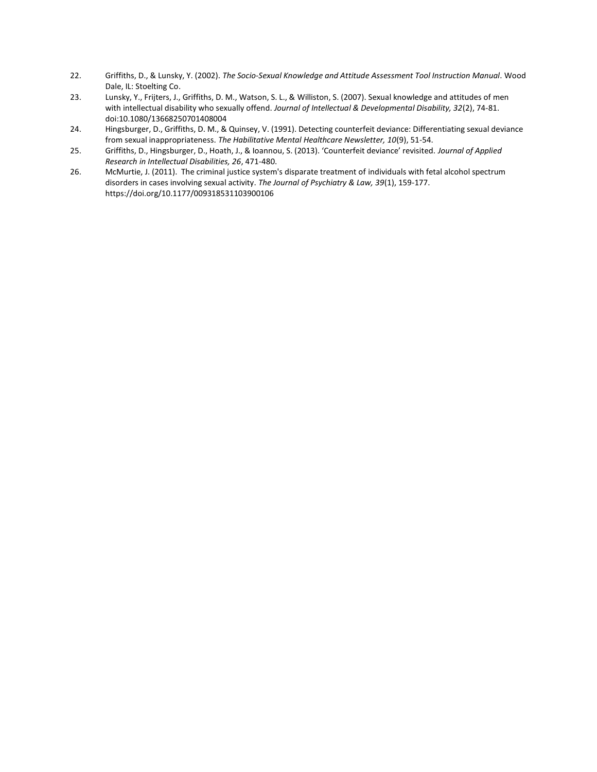22. Griffiths, D., & Lunsky, Y. (2002). *The Socio-Sexual Knowledge and Attitude Assessment Tool Instruction Manual*. Wood Dale, IL: Stoelting Co.
23. Lunsky, Y., Frijters, J., Griffiths, D. M., Watson, S. L., & Williston, S. (2007). Sexual knowledge and attitudes of men with intellectual disability who sexually offend. *Journal of Intellectual & Developmental Disability, 32*(2), 74-81. doi:10.1080/13668250701408004
24. Hingsburger, D., Griffiths, D. M., & Quinsey, V. (1991). Detecting counterfeit deviance: Differentiating sexual deviance from sexual inappropriateness. *The Habilitative Mental Healthcare Newsletter, 10*(9), 51-54.
25. Griffiths, D., Hingsburger, D., Hoath, J., & Ioannou, S. (2013). 'Counterfeit deviance' revisited. *Journal of Applied Research in Intellectual Disabilities, 26*, 471-480.
26. McMurtie, J. (2011). The criminal justice system's disparate treatment of individuals with fetal alcohol spectrum disorders in cases involving sexual activity. *The Journal of Psychiatry & Law, 39*(1), 159-177. https://doi.org/10.1177/009318531103900106